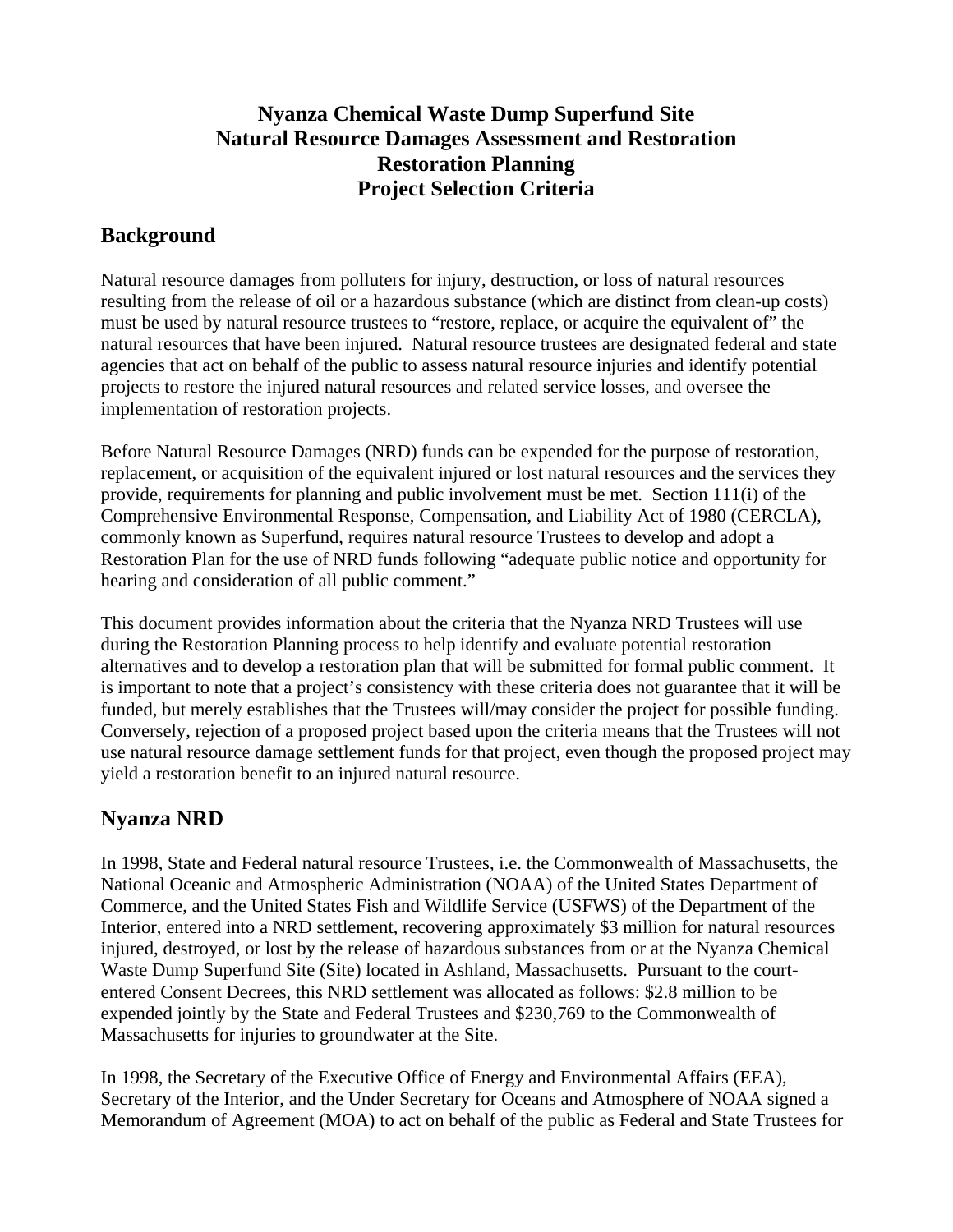# Nyanza Chemical Waste Dump Superfund Site
# Natural Resource Damages Assessment and Restoration
# Restoration Planning
# Project Selection Criteria

## Background

Natural resource damages from polluters for injury, destruction, or loss of natural resources resulting from the release of oil or a hazardous substance (which are distinct from clean-up costs) must be used by natural resource trustees to "restore, replace, or acquire the equivalent of" the natural resources that have been injured. Natural resource trustees are designated federal and state agencies that act on behalf of the public to assess natural resource injuries and identify potential projects to restore the injured natural resources and related service losses, and oversee the implementation of restoration projects.

Before Natural Resource Damages (NRD) funds can be expended for the purpose of restoration, replacement, or acquisition of the equivalent injured or lost natural resources and the services they provide, requirements for planning and public involvement must be met. Section 111(i) of the Comprehensive Environmental Response, Compensation, and Liability Act of 1980 (CERCLA), commonly known as Superfund, requires natural resource Trustees to develop and adopt a Restoration Plan for the use of NRD funds following "adequate public notice and opportunity for hearing and consideration of all public comment."

This document provides information about the criteria that the Nyanza NRD Trustees will use during the Restoration Planning process to help identify and evaluate potential restoration alternatives and to develop a restoration plan that will be submitted for formal public comment. It is important to note that a project's consistency with these criteria does not guarantee that it will be funded, but merely establishes that the Trustees will/may consider the project for possible funding. Conversely, rejection of a proposed project based upon the criteria means that the Trustees will not use natural resource damage settlement funds for that project, even though the proposed project may yield a restoration benefit to an injured natural resource.

## Nyanza NRD

In 1998, State and Federal natural resource Trustees, i.e. the Commonwealth of Massachusetts, the National Oceanic and Atmospheric Administration (NOAA) of the United States Department of Commerce, and the United States Fish and Wildlife Service (USFWS) of the Department of the Interior, entered into a NRD settlement, recovering approximately $3 million for natural resources injured, destroyed, or lost by the release of hazardous substances from or at the Nyanza Chemical Waste Dump Superfund Site (Site) located in Ashland, Massachusetts. Pursuant to the court-entered Consent Decrees, this NRD settlement was allocated as follows: $2.8 million to be expended jointly by the State and Federal Trustees and $230,769 to the Commonwealth of Massachusetts for injuries to groundwater at the Site.

In 1998, the Secretary of the Executive Office of Energy and Environmental Affairs (EEA), Secretary of the Interior, and the Under Secretary for Oceans and Atmosphere of NOAA signed a Memorandum of Agreement (MOA) to act on behalf of the public as Federal and State Trustees for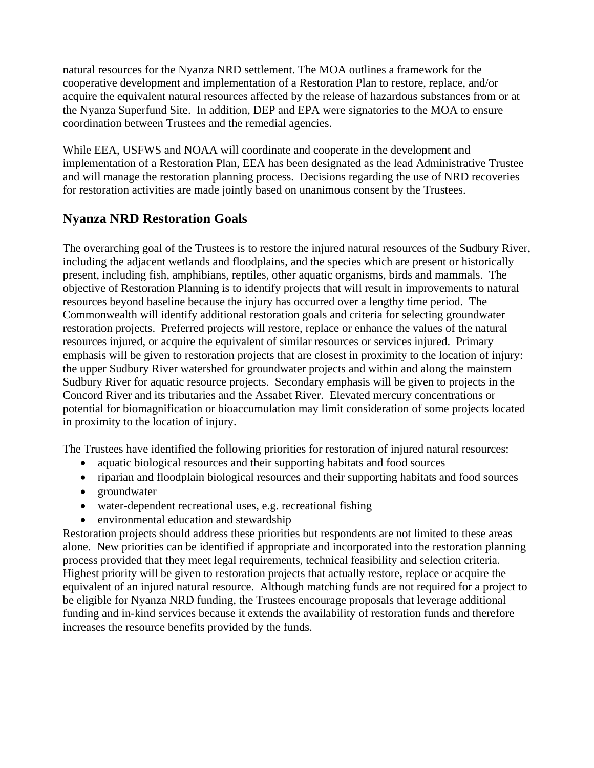natural resources for the Nyanza NRD settlement. The MOA outlines a framework for the cooperative development and implementation of a Restoration Plan to restore, replace, and/or acquire the equivalent natural resources affected by the release of hazardous substances from or at the Nyanza Superfund Site. In addition, DEP and EPA were signatories to the MOA to ensure coordination between Trustees and the remedial agencies.

While EEA, USFWS and NOAA will coordinate and cooperate in the development and implementation of a Restoration Plan, EEA has been designated as the lead Administrative Trustee and will manage the restoration planning process. Decisions regarding the use of NRD recoveries for restoration activities are made jointly based on unanimous consent by the Trustees.

## Nyanza NRD Restoration Goals

The overarching goal of the Trustees is to restore the injured natural resources of the Sudbury River, including the adjacent wetlands and floodplains, and the species which are present or historically present, including fish, amphibians, reptiles, other aquatic organisms, birds and mammals. The objective of Restoration Planning is to identify projects that will result in improvements to natural resources beyond baseline because the injury has occurred over a lengthy time period. The Commonwealth will identify additional restoration goals and criteria for selecting groundwater restoration projects. Preferred projects will restore, replace or enhance the values of the natural resources injured, or acquire the equivalent of similar resources or services injured. Primary emphasis will be given to restoration projects that are closest in proximity to the location of injury: the upper Sudbury River watershed for groundwater projects and within and along the mainstem Sudbury River for aquatic resource projects. Secondary emphasis will be given to projects in the Concord River and its tributaries and the Assabet River. Elevated mercury concentrations or potential for biomagnification or bioaccumulation may limit consideration of some projects located in proximity to the location of injury.

The Trustees have identified the following priorities for restoration of injured natural resources:

- aquatic biological resources and their supporting habitats and food sources
- riparian and floodplain biological resources and their supporting habitats and food sources
- groundwater
- water-dependent recreational uses, e.g. recreational fishing
- environmental education and stewardship

Restoration projects should address these priorities but respondents are not limited to these areas alone. New priorities can be identified if appropriate and incorporated into the restoration planning process provided that they meet legal requirements, technical feasibility and selection criteria. Highest priority will be given to restoration projects that actually restore, replace or acquire the equivalent of an injured natural resource. Although matching funds are not required for a project to be eligible for Nyanza NRD funding, the Trustees encourage proposals that leverage additional funding and in-kind services because it extends the availability of restoration funds and therefore increases the resource benefits provided by the funds.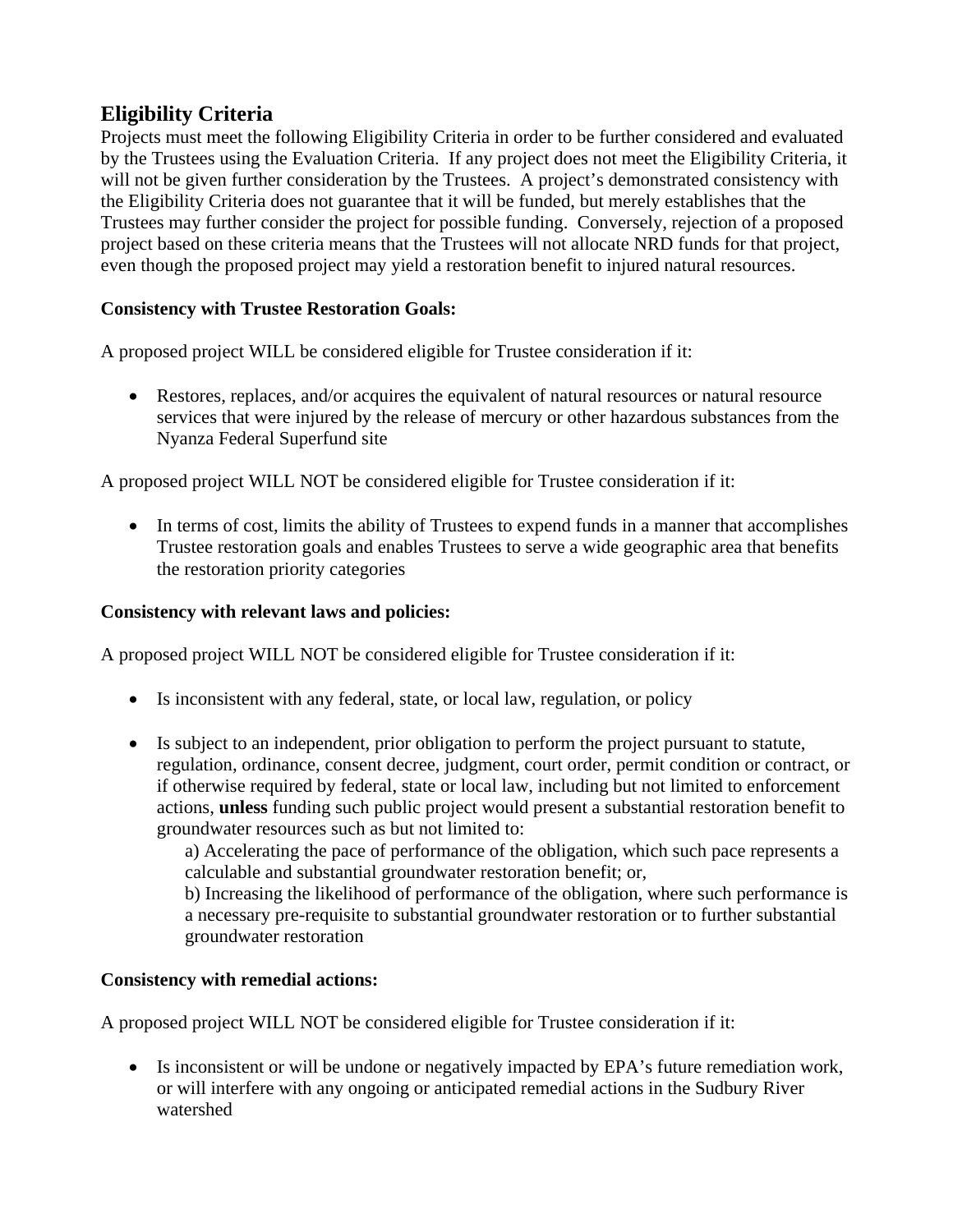## Eligibility Criteria

Projects must meet the following Eligibility Criteria in order to be further considered and evaluated by the Trustees using the Evaluation Criteria. If any project does not meet the Eligibility Criteria, it will not be given further consideration by the Trustees. A project's demonstrated consistency with the Eligibility Criteria does not guarantee that it will be funded, but merely establishes that the Trustees may further consider the project for possible funding. Conversely, rejection of a proposed project based on these criteria means that the Trustees will not allocate NRD funds for that project, even though the proposed project may yield a restoration benefit to injured natural resources.

**Consistency with Trustee Restoration Goals:**

A proposed project WILL be considered eligible for Trustee consideration if it:

- Restores, replaces, and/or acquires the equivalent of natural resources or natural resource services that were injured by the release of mercury or other hazardous substances from the Nyanza Federal Superfund site

A proposed project WILL NOT be considered eligible for Trustee consideration if it:

- In terms of cost, limits the ability of Trustees to expend funds in a manner that accomplishes Trustee restoration goals and enables Trustees to serve a wide geographic area that benefits the restoration priority categories

**Consistency with relevant laws and policies:**

A proposed project WILL NOT be considered eligible for Trustee consideration if it:

- Is inconsistent with any federal, state, or local law, regulation, or policy

- Is subject to an independent, prior obligation to perform the project pursuant to statute, regulation, ordinance, consent decree, judgment, court order, permit condition or contract, or if otherwise required by federal, state or local law, including but not limited to enforcement actions, **unless** funding such public project would present a substantial restoration benefit to groundwater resources such as but not limited to:
  a) Accelerating the pace of performance of the obligation, which such pace represents a calculable and substantial groundwater restoration benefit; or,
  b) Increasing the likelihood of performance of the obligation, where such performance is a necessary pre-requisite to substantial groundwater restoration or to further substantial groundwater restoration

**Consistency with remedial actions:**

A proposed project WILL NOT be considered eligible for Trustee consideration if it:

- Is inconsistent or will be undone or negatively impacted by EPA's future remediation work, or will interfere with any ongoing or anticipated remedial actions in the Sudbury River watershed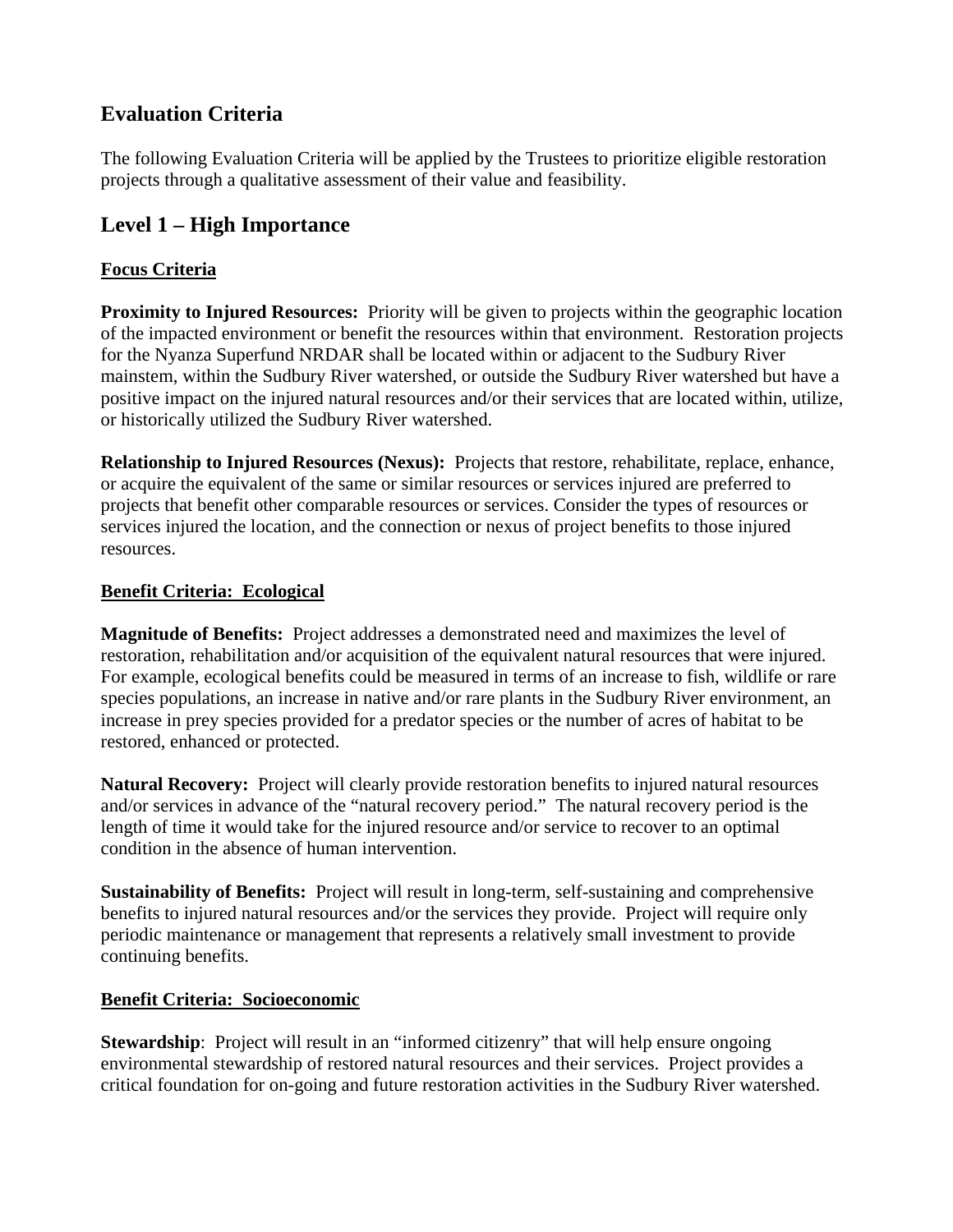## Evaluation Criteria

The following Evaluation Criteria will be applied by the Trustees to prioritize eligible restoration projects through a qualitative assessment of their value and feasibility.

## Level 1 – High Importance

### Focus Criteria

**Proximity to Injured Resources:** Priority will be given to projects within the geographic location of the impacted environment or benefit the resources within that environment. Restoration projects for the Nyanza Superfund NRDAR shall be located within or adjacent to the Sudbury River mainstem, within the Sudbury River watershed, or outside the Sudbury River watershed but have a positive impact on the injured natural resources and/or their services that are located within, utilize, or historically utilized the Sudbury River watershed.

**Relationship to Injured Resources (Nexus):** Projects that restore, rehabilitate, replace, enhance, or acquire the equivalent of the same or similar resources or services injured are preferred to projects that benefit other comparable resources or services. Consider the types of resources or services injured the location, and the connection or nexus of project benefits to those injured resources.

### Benefit Criteria: Ecological

**Magnitude of Benefits:** Project addresses a demonstrated need and maximizes the level of restoration, rehabilitation and/or acquisition of the equivalent natural resources that were injured. For example, ecological benefits could be measured in terms of an increase to fish, wildlife or rare species populations, an increase in native and/or rare plants in the Sudbury River environment, an increase in prey species provided for a predator species or the number of acres of habitat to be restored, enhanced or protected.

**Natural Recovery:** Project will clearly provide restoration benefits to injured natural resources and/or services in advance of the "natural recovery period." The natural recovery period is the length of time it would take for the injured resource and/or service to recover to an optimal condition in the absence of human intervention.

**Sustainability of Benefits:** Project will result in long-term, self-sustaining and comprehensive benefits to injured natural resources and/or the services they provide. Project will require only periodic maintenance or management that represents a relatively small investment to provide continuing benefits.

### Benefit Criteria: Socioeconomic

**Stewardship**: Project will result in an "informed citizenry" that will help ensure ongoing environmental stewardship of restored natural resources and their services. Project provides a critical foundation for on-going and future restoration activities in the Sudbury River watershed.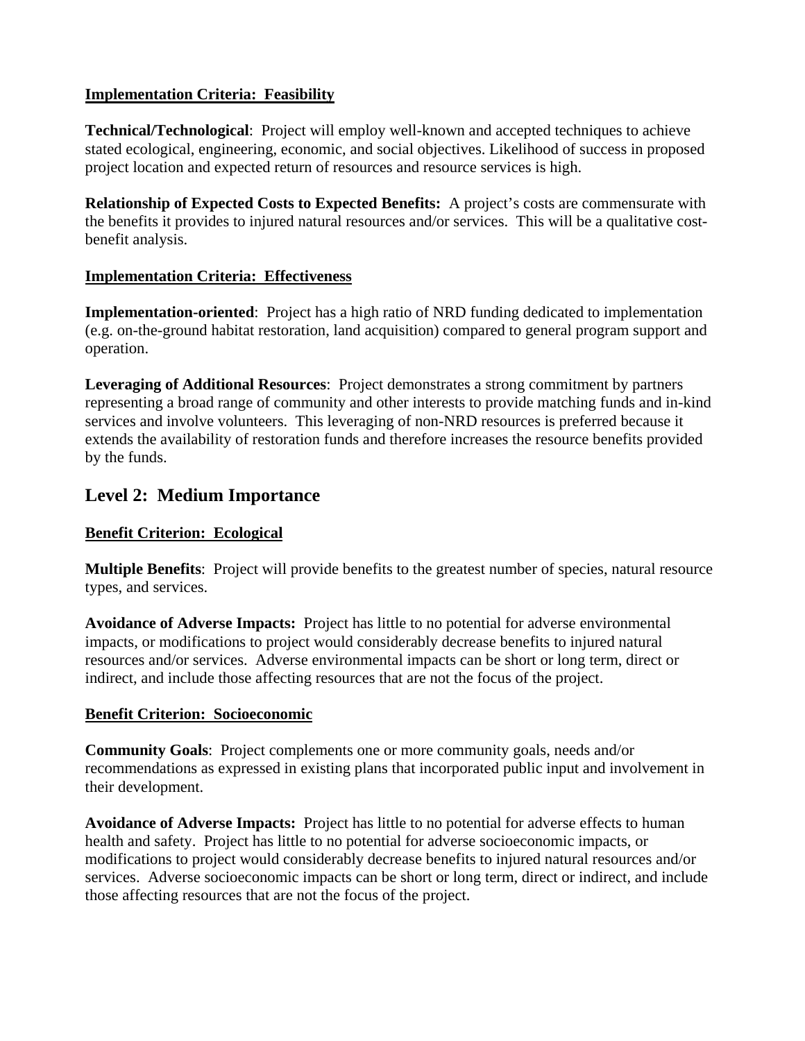**Implementation Criteria: Feasibility**

**Technical/Technological**: Project will employ well-known and accepted techniques to achieve stated ecological, engineering, economic, and social objectives. Likelihood of success in proposed project location and expected return of resources and resource services is high.

**Relationship of Expected Costs to Expected Benefits:** A project's costs are commensurate with the benefits it provides to injured natural resources and/or services. This will be a qualitative cost-benefit analysis.

**Implementation Criteria: Effectiveness**

**Implementation-oriented**: Project has a high ratio of NRD funding dedicated to implementation (e.g. on-the-ground habitat restoration, land acquisition) compared to general program support and operation.

**Leveraging of Additional Resources**: Project demonstrates a strong commitment by partners representing a broad range of community and other interests to provide matching funds and in-kind services and involve volunteers. This leveraging of non-NRD resources is preferred because it extends the availability of restoration funds and therefore increases the resource benefits provided by the funds.

## Level 2: Medium Importance

**Benefit Criterion: Ecological**

**Multiple Benefits**: Project will provide benefits to the greatest number of species, natural resource types, and services.

**Avoidance of Adverse Impacts:** Project has little to no potential for adverse environmental impacts, or modifications to project would considerably decrease benefits to injured natural resources and/or services. Adverse environmental impacts can be short or long term, direct or indirect, and include those affecting resources that are not the focus of the project.

**Benefit Criterion: Socioeconomic**

**Community Goals**: Project complements one or more community goals, needs and/or recommendations as expressed in existing plans that incorporated public input and involvement in their development.

**Avoidance of Adverse Impacts:** Project has little to no potential for adverse effects to human health and safety. Project has little to no potential for adverse socioeconomic impacts, or modifications to project would considerably decrease benefits to injured natural resources and/or services. Adverse socioeconomic impacts can be short or long term, direct or indirect, and include those affecting resources that are not the focus of the project.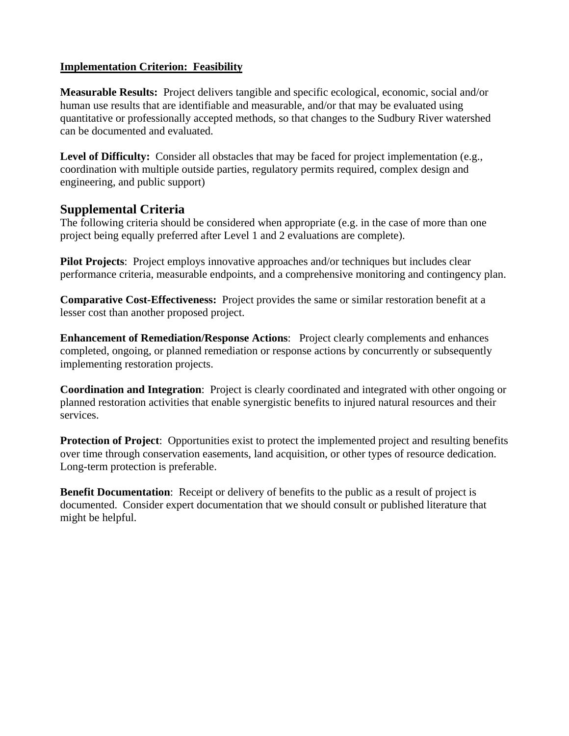**Implementation Criterion: Feasibility**

**Measurable Results:** Project delivers tangible and specific ecological, economic, social and/or human use results that are identifiable and measurable, and/or that may be evaluated using quantitative or professionally accepted methods, so that changes to the Sudbury River watershed can be documented and evaluated.

**Level of Difficulty:** Consider all obstacles that may be faced for project implementation (e.g., coordination with multiple outside parties, regulatory permits required, complex design and engineering, and public support)

## Supplemental Criteria

The following criteria should be considered when appropriate (e.g. in the case of more than one project being equally preferred after Level 1 and 2 evaluations are complete).

**Pilot Projects**: Project employs innovative approaches and/or techniques but includes clear performance criteria, measurable endpoints, and a comprehensive monitoring and contingency plan.

**Comparative Cost-Effectiveness:** Project provides the same or similar restoration benefit at a lesser cost than another proposed project.

**Enhancement of Remediation/Response Actions**: Project clearly complements and enhances completed, ongoing, or planned remediation or response actions by concurrently or subsequently implementing restoration projects.

**Coordination and Integration**: Project is clearly coordinated and integrated with other ongoing or planned restoration activities that enable synergistic benefits to injured natural resources and their services.

**Protection of Project**: Opportunities exist to protect the implemented project and resulting benefits over time through conservation easements, land acquisition, or other types of resource dedication. Long-term protection is preferable.

**Benefit Documentation**: Receipt or delivery of benefits to the public as a result of project is documented. Consider expert documentation that we should consult or published literature that might be helpful.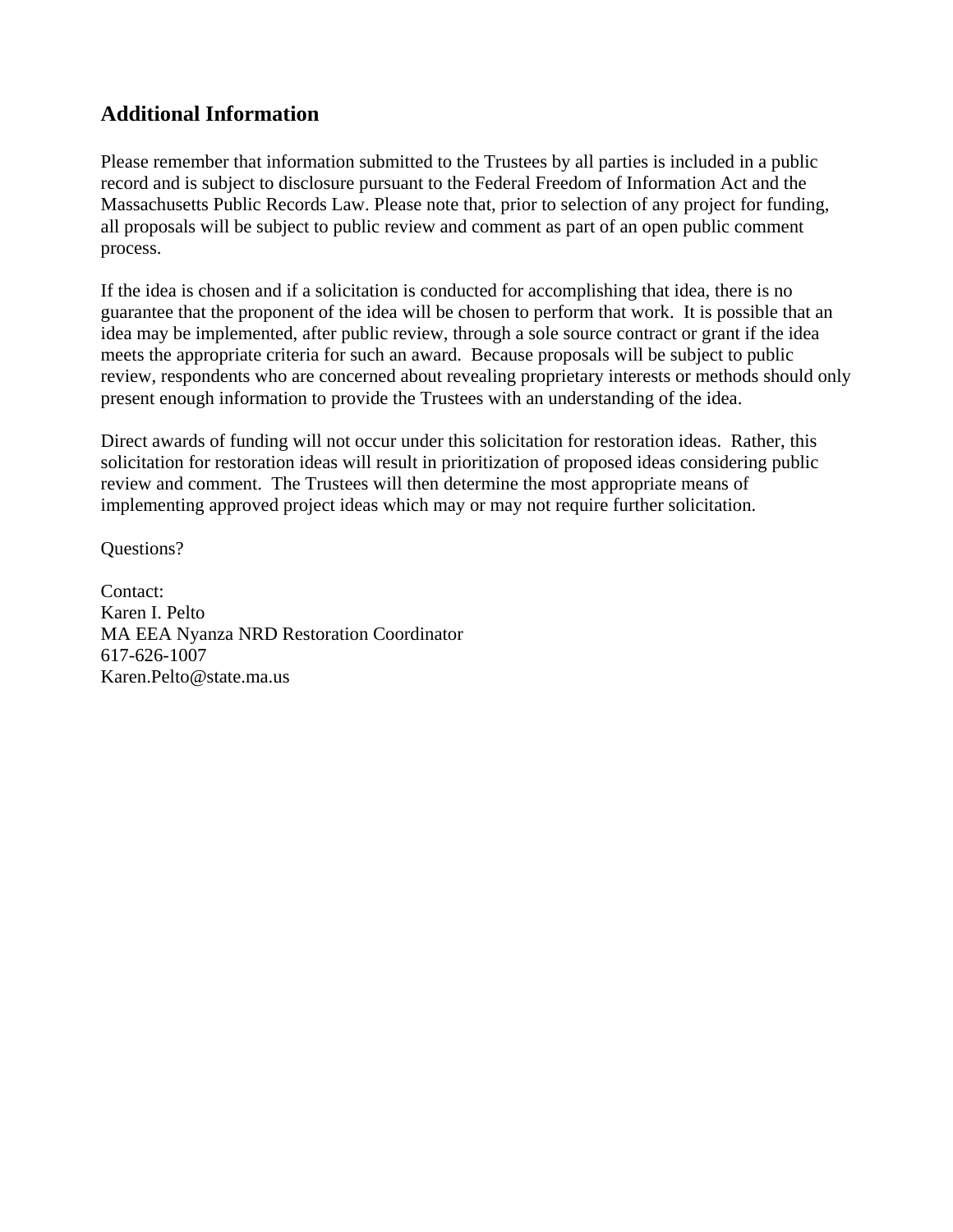## Additional Information

Please remember that information submitted to the Trustees by all parties is included in a public record and is subject to disclosure pursuant to the Federal Freedom of Information Act and the Massachusetts Public Records Law. Please note that, prior to selection of any project for funding, all proposals will be subject to public review and comment as part of an open public comment process.

If the idea is chosen and if a solicitation is conducted for accomplishing that idea, there is no guarantee that the proponent of the idea will be chosen to perform that work. It is possible that an idea may be implemented, after public review, through a sole source contract or grant if the idea meets the appropriate criteria for such an award. Because proposals will be subject to public review, respondents who are concerned about revealing proprietary interests or methods should only present enough information to provide the Trustees with an understanding of the idea.

Direct awards of funding will not occur under this solicitation for restoration ideas. Rather, this solicitation for restoration ideas will result in prioritization of proposed ideas considering public review and comment. The Trustees will then determine the most appropriate means of implementing approved project ideas which may or may not require further solicitation.

Questions?

Contact:
Karen I. Pelto
MA EEA Nyanza NRD Restoration Coordinator
617-626-1007
Karen.Pelto@state.ma.us